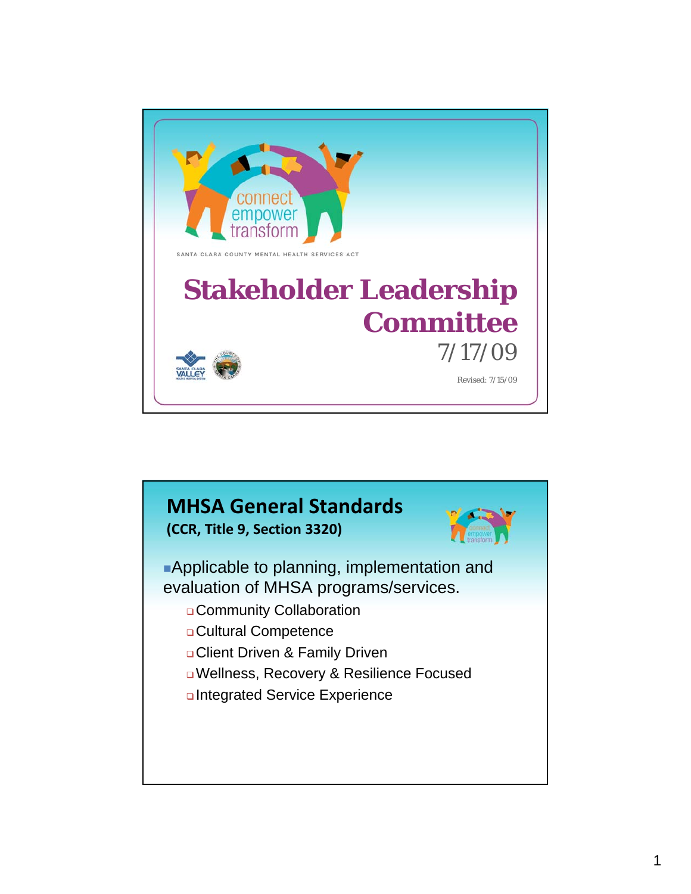connect
empower
transform

SANTA CLARA COUNTY MENTAL HEALTH SERVICES ACT

# Stakeholder Leadership Committee

7/17/09

Revised: 7/15/09

## MHSA General Standards

**(CCR, Title 9, Section 3320)**

- Applicable to planning, implementation and evaluation of MHSA programs/services.
  - Community Collaboration
  - Cultural Competence
  - Client Driven & Family Driven
  - Wellness, Recovery & Resilience Focused
  - Integrated Service Experience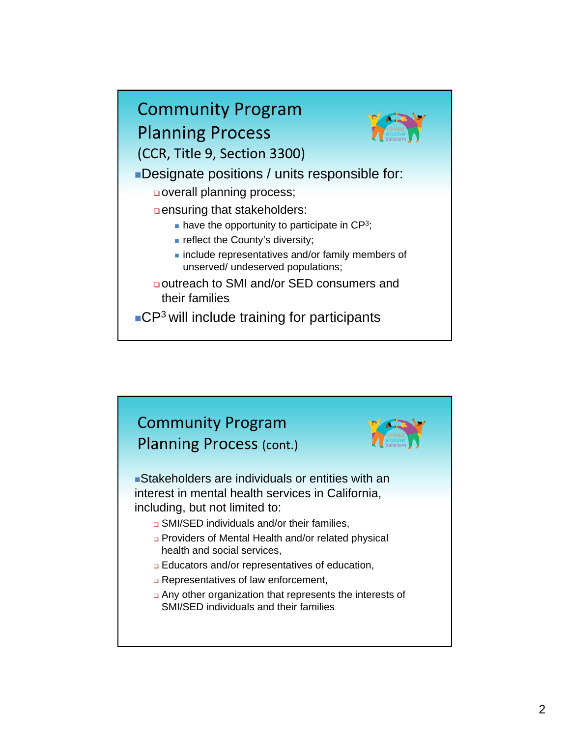## Community Program Planning Process

(CCR, Title 9, Section 3300)

- Designate positions / units responsible for:
  - overall planning process;
  - ensuring that stakeholders:
    - have the opportunity to participate in $CP^3$;
    - reflect the County's diversity;
    - include representatives and/or family members of unserved/ undeserved populations;
  - outreach to SMI and/or SED consumers and their families
- $CP^3$ will include training for participants

## Community Program Planning Process (cont.)

- Stakeholders are individuals or entities with an interest in mental health services in California, including, but not limited to:
  - SMI/SED individuals and/or their families,
  - Providers of Mental Health and/or related physical health and social services,
  - Educators and/or representatives of education,
  - Representatives of law enforcement,
  - Any other organization that represents the interests of SMI/SED individuals and their families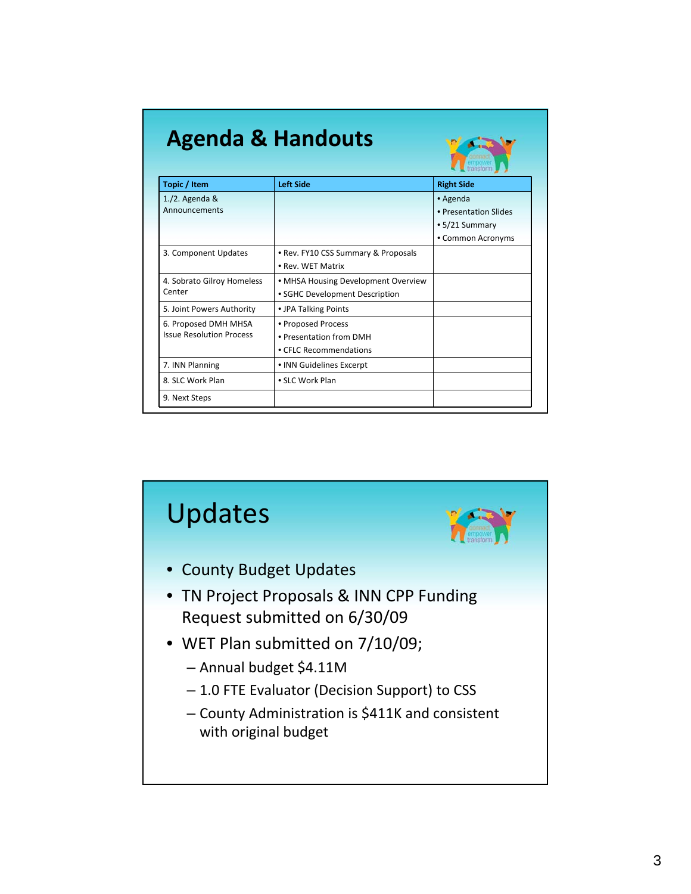# Agenda & Handouts

| Topic / Item | Left Side | Right Side |
|---|---|---|
| 1./2. Agenda & Announcements | | • Agenda<br>• Presentation Slides<br>• 5/21 Summary<br>• Common Acronyms |
| 3. Component Updates | • Rev. FY10 CSS Summary & Proposals<br>• Rev. WET Matrix | |
| 4. Sobrato Gilroy Homeless Center | • MHSA Housing Development Overview<br>• SGHC Development Description | |
| 5. Joint Powers Authority | • JPA Talking Points | |
| 6. Proposed DMH MHSA Issue Resolution Process | • Proposed Process<br>• Presentation from DMH<br>• CFLC Recommendations | |
| 7. INN Planning | • INN Guidelines Excerpt | |
| 8. SLC Work Plan | • SLC Work Plan | |
| 9. Next Steps | | |

# Updates

- County Budget Updates
- TN Project Proposals & INN CPP Funding Request submitted on 6/30/09
- WET Plan submitted on 7/10/09;
  - Annual budget $4.11M
  - 1.0 FTE Evaluator (Decision Support) to CSS
  - County Administration is $411K and consistent with original budget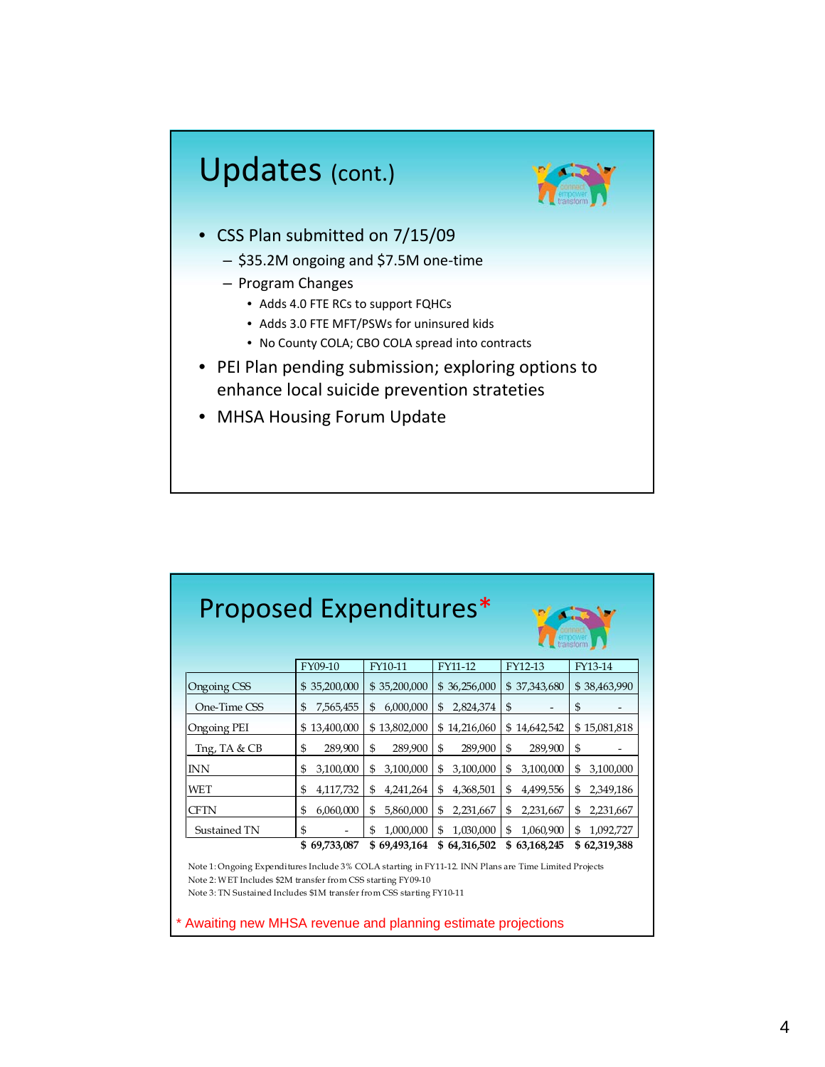# Updates (cont.)

- CSS Plan submitted on 7/15/09
  - $35.2M ongoing and $7.5M one-time
  - Program Changes
    - Adds 4.0 FTE RCs to support FQHCs
    - Adds 3.0 FTE MFT/PSWs for uninsured kids
    - No County COLA; CBO COLA spread into contracts
- PEI Plan pending submission; exploring options to enhance local suicide prevention stratetie s
- MHSA Housing Forum Update

# Proposed Expenditures*

| | FY09-10 | FY10-11 | FY11-12 | FY12-13 | FY13-14 |
|---|---|---|---|---|---|
| Ongoing CSS | $ 35,200,000 | $ 35,200,000 | $ 36,256,000 | $ 37,343,680 | $ 38,463,990 |
| One-Time CSS | $ 7,565,455 | $ 6,000,000 | $ 2,824,374 | $ - | $ - |
| Ongoing PEI | $ 13,400,000 | $ 13,802,000 | $ 14,216,060 | $ 14,642,542 | $ 15,081,818 |
| Tng, TA & CB | $ 289,900 | $ 289,900 | $ 289,900 | $ 289,900 | $ - |
| INN | $ 3,100,000 | $ 3,100,000 | $ 3,100,000 | $ 3,100,000 | $ 3,100,000 |
| WET | $ 4,117,732 | $ 4,241,264 | $ 4,368,501 | $ 4,499,556 | $ 2,349,186 |
| CFTN | $ 6,060,000 | $ 5,860,000 | $ 2,231,667 | $ 2,231,667 | $ 2,231,667 |
| Sustained TN | $ - | $ 1,000,000 | $ 1,030,000 | $ 1,060,900 | $ 1,092,727 |
| | **$ 69,733,087** | **$ 69,493,164** | **$ 64,316,502** | **$ 63,168,245** | **$ 62,319,388** |

Note 1: Ongoing Expenditures Include 3% COLA starting in FY11-12. INN Plans are Time Limited Projects
Note 2: WET Includes $2M transfer from CSS starting FY09-10
Note 3: TN Sustained Includes $1M transfer from CSS starting FY10-11

\* Awaiting new MHSA revenue and planning estimate projections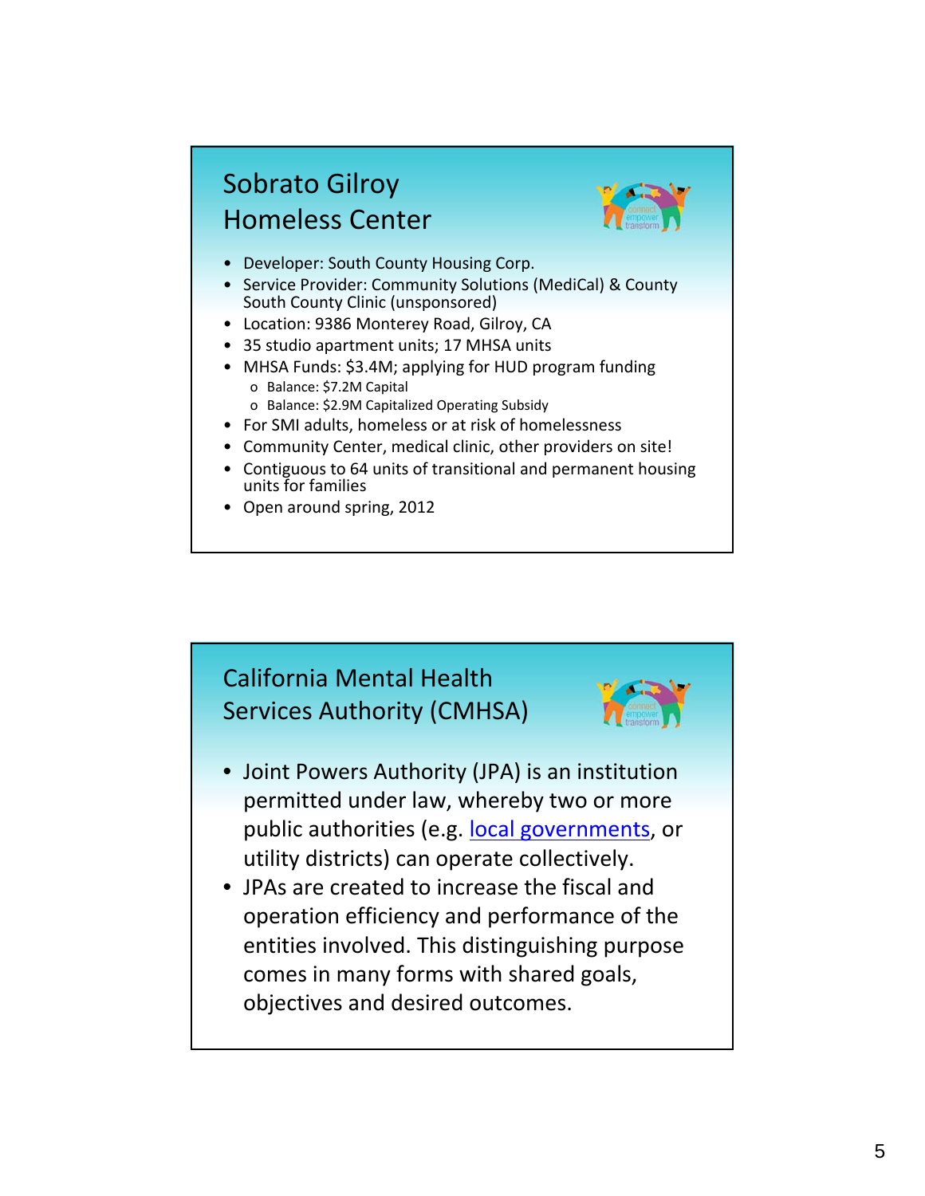## Sobrato Gilroy Homeless Center

- Developer: South County Housing Corp.
- Service Provider: Community Solutions (MediCal) & County South County Clinic (unsponsored)
- Location: 9386 Monterey Road, Gilroy, CA
- 35 studio apartment units; 17 MHSA units
- MHSA Funds: $3.4M; applying for HUD program funding
  - Balance: $7.2M Capital
  - Balance: $2.9M Capitalized Operating Subsidy
- For SMI adults, homeless or at risk of homelessness
- Community Center, medical clinic, other providers on site!
- Contiguous to 64 units of transitional and permanent housing units for families
- Open around spring, 2012

## California Mental Health Services Authority (CMHSA)

- Joint Powers Authority (JPA) is an institution permitted under law, whereby two or more public authorities (e.g. local governments, or utility districts) can operate collectively.
- JPAs are created to increase the fiscal and operation efficiency and performance of the entities involved. This distinguishing purpose comes in many forms with shared goals, objectives and desired outcomes.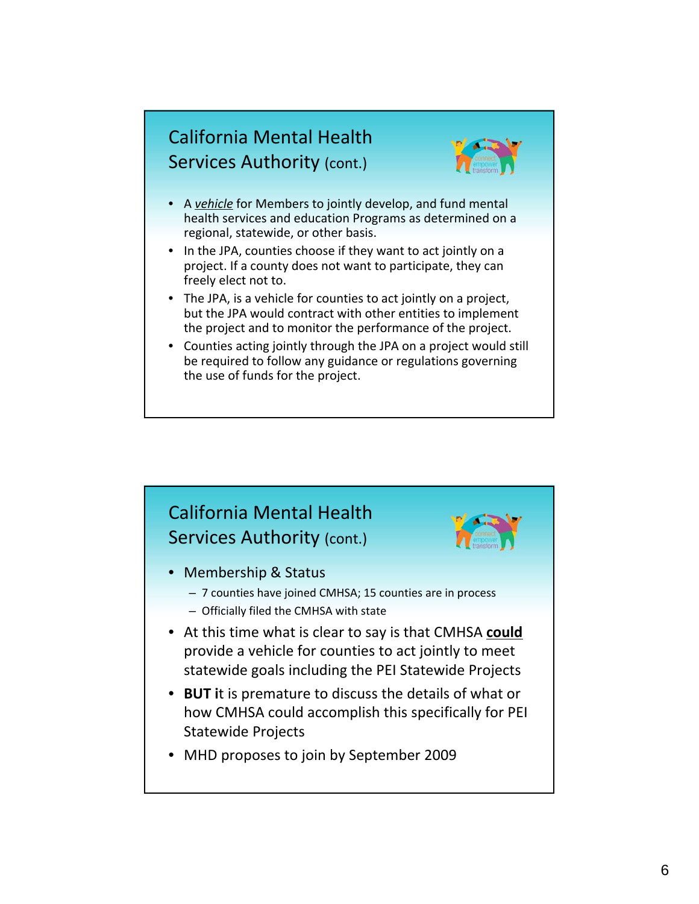## California Mental Health Services Authority (cont.)

- A *vehicle* for Members to jointly develop, and fund mental health services and education Programs as determined on a regional, statewide, or other basis.
- In the JPA, counties choose if they want to act jointly on a project. If a county does not want to participate, they can freely elect not to.
- The JPA, is a vehicle for counties to act jointly on a project, but the JPA would contract with other entities to implement the project and to monitor the performance of the project.
- Counties acting jointly through the JPA on a project would still be required to follow any guidance or regulations governing the use of funds for the project.

## California Mental Health Services Authority (cont.)

- Membership & Status
  - 7 counties have joined CMHSA; 15 counties are in process
  - Officially filed the CMHSA with state
- At this time what is clear to say is that CMHSA **could** provide a vehicle for counties to act jointly to meet statewide goals including the PEI Statewide Projects
- **BUT i**t is premature to discuss the details of what or how CMHSA could accomplish this specifically for PEI Statewide Projects
- MHD proposes to join by September 2009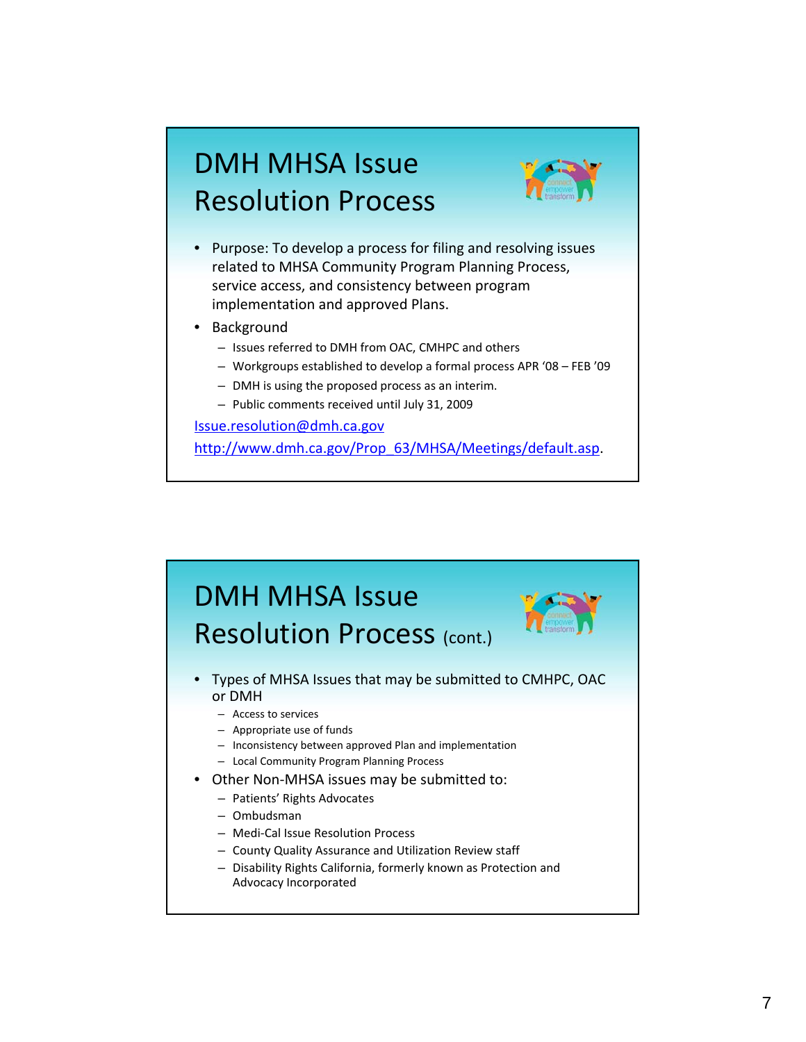# DMH MHSA Issue Resolution Process

- Purpose: To develop a process for filing and resolving issues related to MHSA Community Program Planning Process, service access, and consistency between program implementation and approved Plans.
- Background
  - Issues referred to DMH from OAC, CMHPC and others
  - Workgroups established to develop a formal process APR '08 – FEB '09
  - DMH is using the proposed process as an interim.
  - Public comments received until July 31, 2009

Issue.resolution@dmh.ca.gov

http://www.dmh.ca.gov/Prop_63/MHSA/Meetings/default.asp.

# DMH MHSA Issue Resolution Process (cont.)

- Types of MHSA Issues that may be submitted to CMHPC, OAC or DMH
  - Access to services
  - Appropriate use of funds
  - Inconsistency between approved Plan and implementation
  - Local Community Program Planning Process
- Other Non-MHSA issues may be submitted to:
  - Patients' Rights Advocates
  - Ombudsman
  - Medi-Cal Issue Resolution Process
  - County Quality Assurance and Utilization Review staff
  - Disability Rights California, formerly known as Protection and Advocacy Incorporated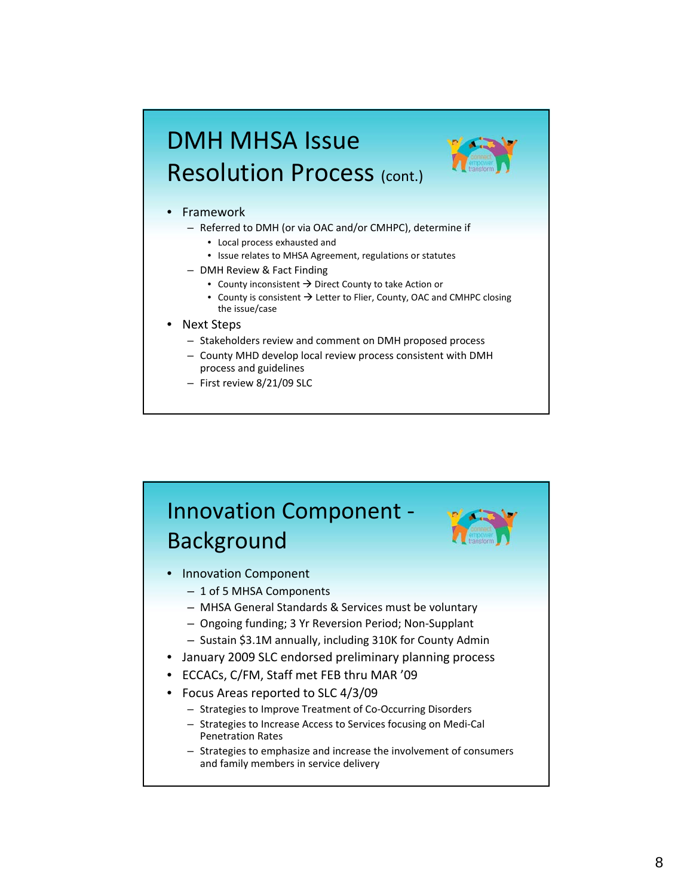# DMH MHSA Issue Resolution Process (cont.)

- Framework
  - Referred to DMH (or via OAC and/or CMHPC), determine if
    - Local process exhausted and
    - Issue relates to MHSA Agreement, regulations or statutes
  - DMH Review & Fact Finding
    - County inconsistent → Direct County to take Action or
    - County is consistent → Letter to Flier, County, OAC and CMHPC closing the issue/case
- Next Steps
  - Stakeholders review and comment on DMH proposed process
  - County MHD develop local review process consistent with DMH process and guidelines
  - First review 8/21/09 SLC

# Innovation Component - Background

- Innovation Component
  - 1 of 5 MHSA Components
  - MHSA General Standards & Services must be voluntary
  - Ongoing funding; 3 Yr Reversion Period; Non-Supplant
  - Sustain $3.1M annually, including 310K for County Admin
- January 2009 SLC endorsed preliminary planning process
- ECCACs, C/FM, Staff met FEB thru MAR '09
- Focus Areas reported to SLC 4/3/09
  - Strategies to Improve Treatment of Co-Occurring Disorders
  - Strategies to Increase Access to Services focusing on Medi-Cal Penetration Rates
  - Strategies to emphasize and increase the involvement of consumers and family members in service delivery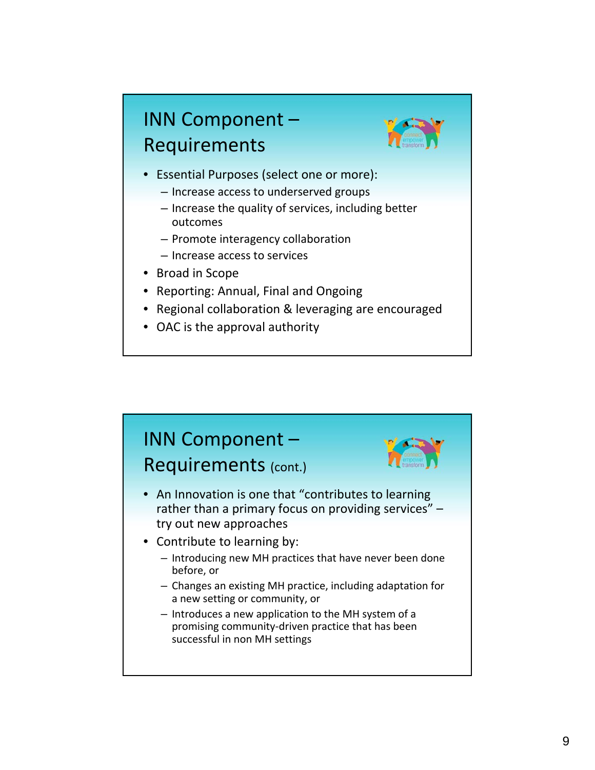## INN Component – Requirements

- Essential Purposes (select one or more):
  - Increase access to underserved groups
  - Increase the quality of services, including better outcomes
  - Promote interagency collaboration
  - Increase access to services
- Broad in Scope
- Reporting: Annual, Final and Ongoing
- Regional collaboration & leveraging are encouraged
- OAC is the approval authority

## INN Component – Requirements (cont.)

- An Innovation is one that "contributes to learning rather than a primary focus on providing services" – try out new approaches
- Contribute to learning by:
  - Introducing new MH practices that have never been done before, or
  - Changes an existing MH practice, including adaptation for a new setting or community, or
  - Introduces a new application to the MH system of a promising community-driven practice that has been successful in non MH settings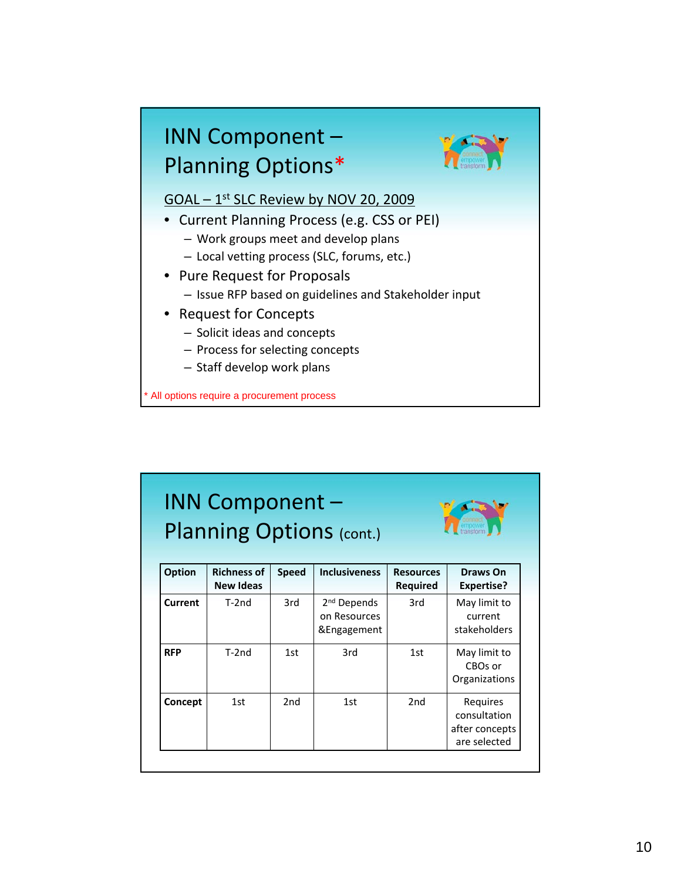# INN Component – Planning Options*

GOAL – 1st SLC Review by NOV 20, 2009

- Current Planning Process (e.g. CSS or PEI)
  - Work groups meet and develop plans
  - Local vetting process (SLC, forums, etc.)
- Pure Request for Proposals
  - Issue RFP based on guidelines and Stakeholder input
- Request for Concepts
  - Solicit ideas and concepts
  - Process for selecting concepts
  - Staff develop work plans

* All options require a procurement process

# INN Component – Planning Options (cont.)

| Option | Richness of New Ideas | Speed | Inclusiveness | Resources Required | Draws On Expertise? |
|---|---|---|---|---|---|
| **Current** | T-2nd | 3rd | 2nd Depends on Resources &Engagement | 3rd | May limit to current stakeholders |
| **RFP** | T-2nd | 1st | 3rd | 1st | May limit to CBOs or Organizations |
| **Concept** | 1st | 2nd | 1st | 2nd | Requires consultation after concepts are selected |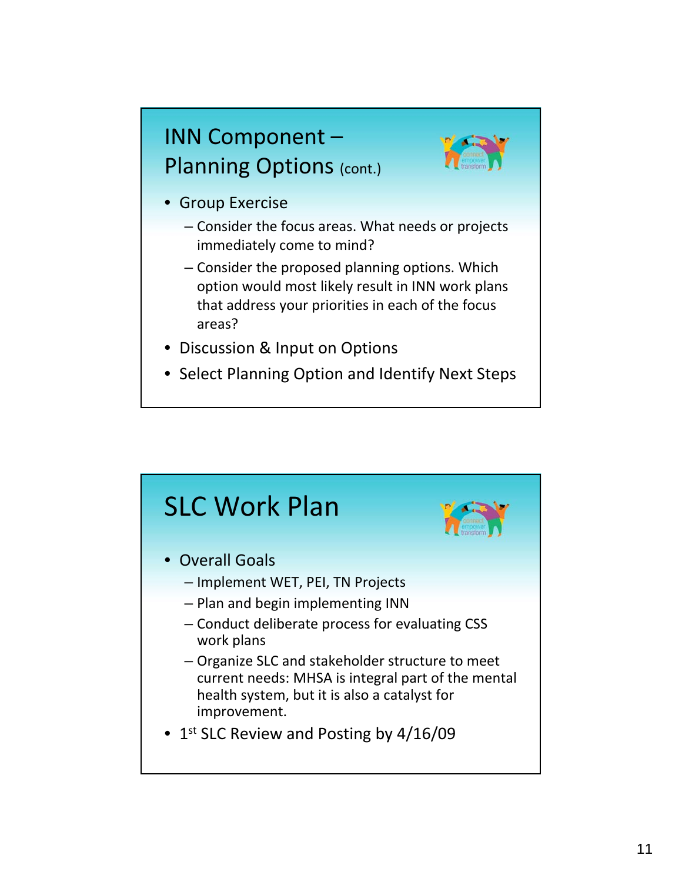## INN Component – Planning Options (cont.)

- Group Exercise
  - Consider the focus areas. What needs or projects immediately come to mind?
  - Consider the proposed planning options. Which option would most likely result in INN work plans that address your priorities in each of the focus areas?
- Discussion & Input on Options
- Select Planning Option and Identify Next Steps

## SLC Work Plan

- Overall Goals
  - Implement WET, PEI, TN Projects
  - Plan and begin implementing INN
  - Conduct deliberate process for evaluating CSS work plans
  - Organize SLC and stakeholder structure to meet current needs: MHSA is integral part of the mental health system, but it is also a catalyst for improvement.
- 1st SLC Review and Posting by 4/16/09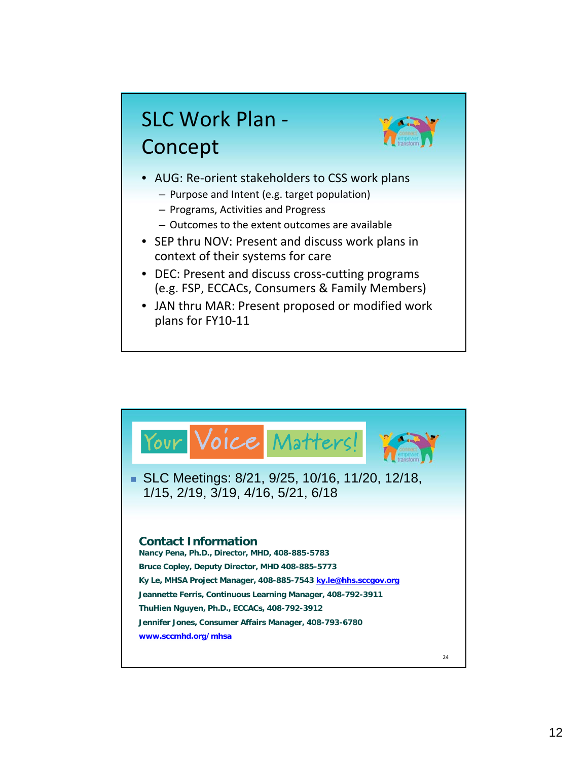# SLC Work Plan - Concept

- AUG: Re-orient stakeholders to CSS work plans
  - Purpose and Intent (e.g. target population)
  - Programs, Activities and Progress
  - Outcomes to the extent outcomes are available
- SEP thru NOV: Present and discuss work plans in context of their systems for care
- DEC: Present and discuss cross-cutting programs (e.g. FSP, ECCACs, Consumers & Family Members)
- JAN thru MAR: Present proposed or modified work plans for FY10-11

# Your Voice Matters!

- SLC Meetings: 8/21, 9/25, 10/16, 11/20, 12/18, 1/15, 2/19, 3/19, 4/16, 5/21, 6/18

## Contact Information

**Nancy Pena, Ph.D., Director, MHD, 408-885-5783**
**Bruce Copley, Deputy Director, MHD 408-885-5773**
**Ky Le, MHSA Project Manager, 408-885-7543 ky.le@hhs.sccgov.org**
**Jeannette Ferris, Continuous Learning Manager, 408-792-3911**
**ThuHien Nguyen, Ph.D., ECCACs, 408-792-3912**
**Jennifer Jones, Consumer Affairs Manager, 408-793-6780**
**www.sccmhd.org/mhsa**